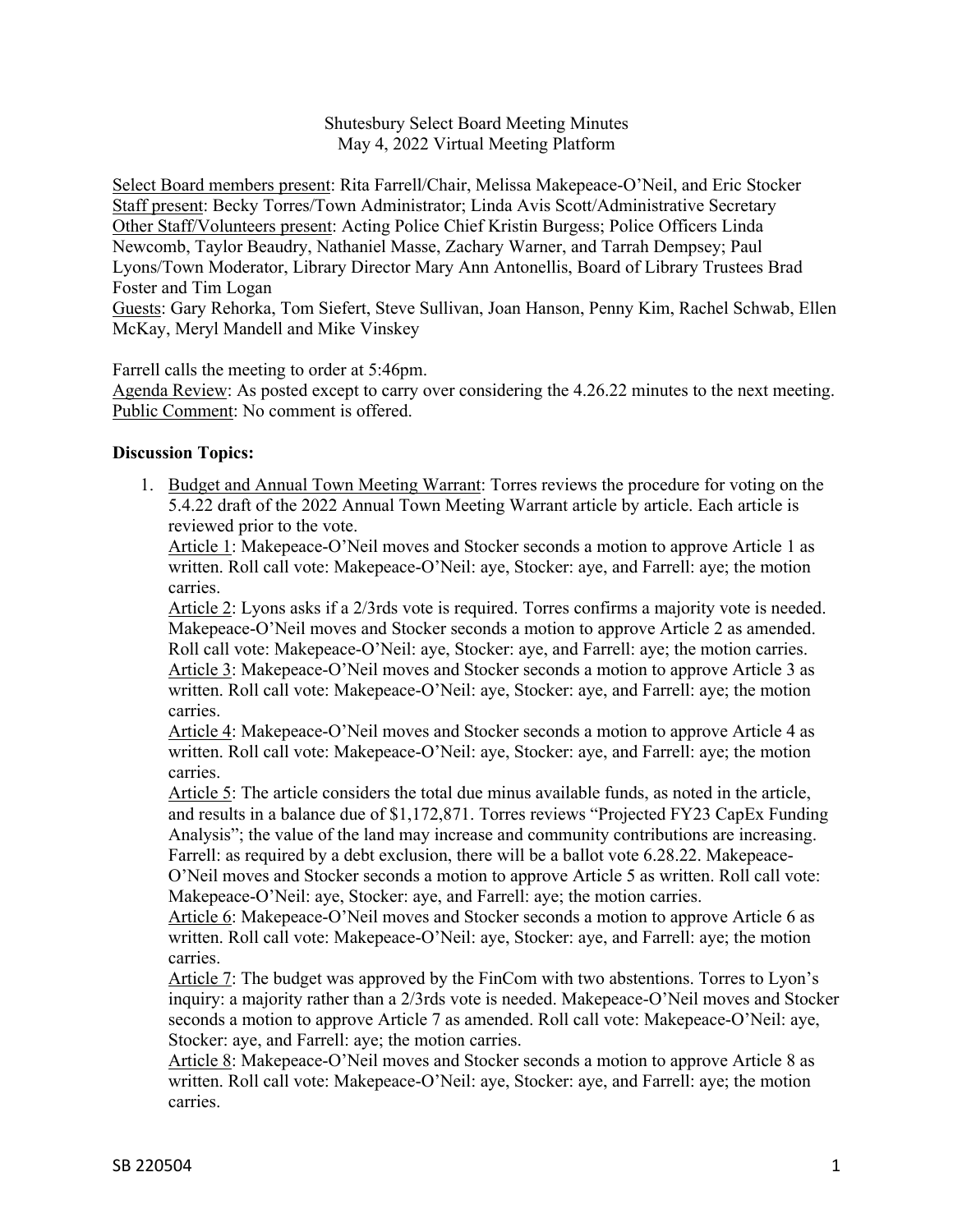Shutesbury Select Board Meeting Minutes
May 4, 2022 Virtual Meeting Platform

Select Board members present: Rita Farrell/Chair, Melissa Makepeace-O'Neil, and Eric Stocker
Staff present: Becky Torres/Town Administrator; Linda Avis Scott/Administrative Secretary
Other Staff/Volunteers present: Acting Police Chief Kristin Burgess; Police Officers Linda Newcomb, Taylor Beaudry, Nathaniel Masse, Zachary Warner, and Tarrah Dempsey; Paul Lyons/Town Moderator, Library Director Mary Ann Antonellis, Board of Library Trustees Brad Foster and Tim Logan
Guests: Gary Rehorka, Tom Siefert, Steve Sullivan, Joan Hanson, Penny Kim, Rachel Schwab, Ellen McKay, Meryl Mandell and Mike Vinskey

Farrell calls the meeting to order at 5:46pm.
Agenda Review: As posted except to carry over considering the 4.26.22 minutes to the next meeting.
Public Comment: No comment is offered.

**Discussion Topics:**

1. Budget and Annual Town Meeting Warrant: Torres reviews the procedure for voting on the 5.4.22 draft of the 2022 Annual Town Meeting Warrant article by article. Each article is reviewed prior to the vote.
   Article 1: Makepeace-O'Neil moves and Stocker seconds a motion to approve Article 1 as written. Roll call vote: Makepeace-O'Neil: aye, Stocker: aye, and Farrell: aye; the motion carries.
   Article 2: Lyons asks if a 2/3rds vote is required. Torres confirms a majority vote is needed. Makepeace-O'Neil moves and Stocker seconds a motion to approve Article 2 as amended. Roll call vote: Makepeace-O'Neil: aye, Stocker: aye, and Farrell: aye; the motion carries.
   Article 3: Makepeace-O'Neil moves and Stocker seconds a motion to approve Article 3 as written. Roll call vote: Makepeace-O'Neil: aye, Stocker: aye, and Farrell: aye; the motion carries.
   Article 4: Makepeace-O'Neil moves and Stocker seconds a motion to approve Article 4 as written. Roll call vote: Makepeace-O'Neil: aye, Stocker: aye, and Farrell: aye; the motion carries.
   Article 5: The article considers the total due minus available funds, as noted in the article, and results in a balance due of $1,172,871. Torres reviews "Projected FY23 CapEx Funding Analysis"; the value of the land may increase and community contributions are increasing. Farrell: as required by a debt exclusion, there will be a ballot vote 6.28.22. Makepeace-O'Neil moves and Stocker seconds a motion to approve Article 5 as written. Roll call vote: Makepeace-O'Neil: aye, Stocker: aye, and Farrell: aye; the motion carries.
   Article 6: Makepeace-O'Neil moves and Stocker seconds a motion to approve Article 6 as written. Roll call vote: Makepeace-O'Neil: aye, Stocker: aye, and Farrell: aye; the motion carries.
   Article 7: The budget was approved by the FinCom with two abstentions. Torres to Lyon's inquiry: a majority rather than a 2/3rds vote is needed. Makepeace-O'Neil moves and Stocker seconds a motion to approve Article 7 as amended. Roll call vote: Makepeace-O'Neil: aye, Stocker: aye, and Farrell: aye; the motion carries.
   Article 8: Makepeace-O'Neil moves and Stocker seconds a motion to approve Article 8 as written. Roll call vote: Makepeace-O'Neil: aye, Stocker: aye, and Farrell: aye; the motion carries.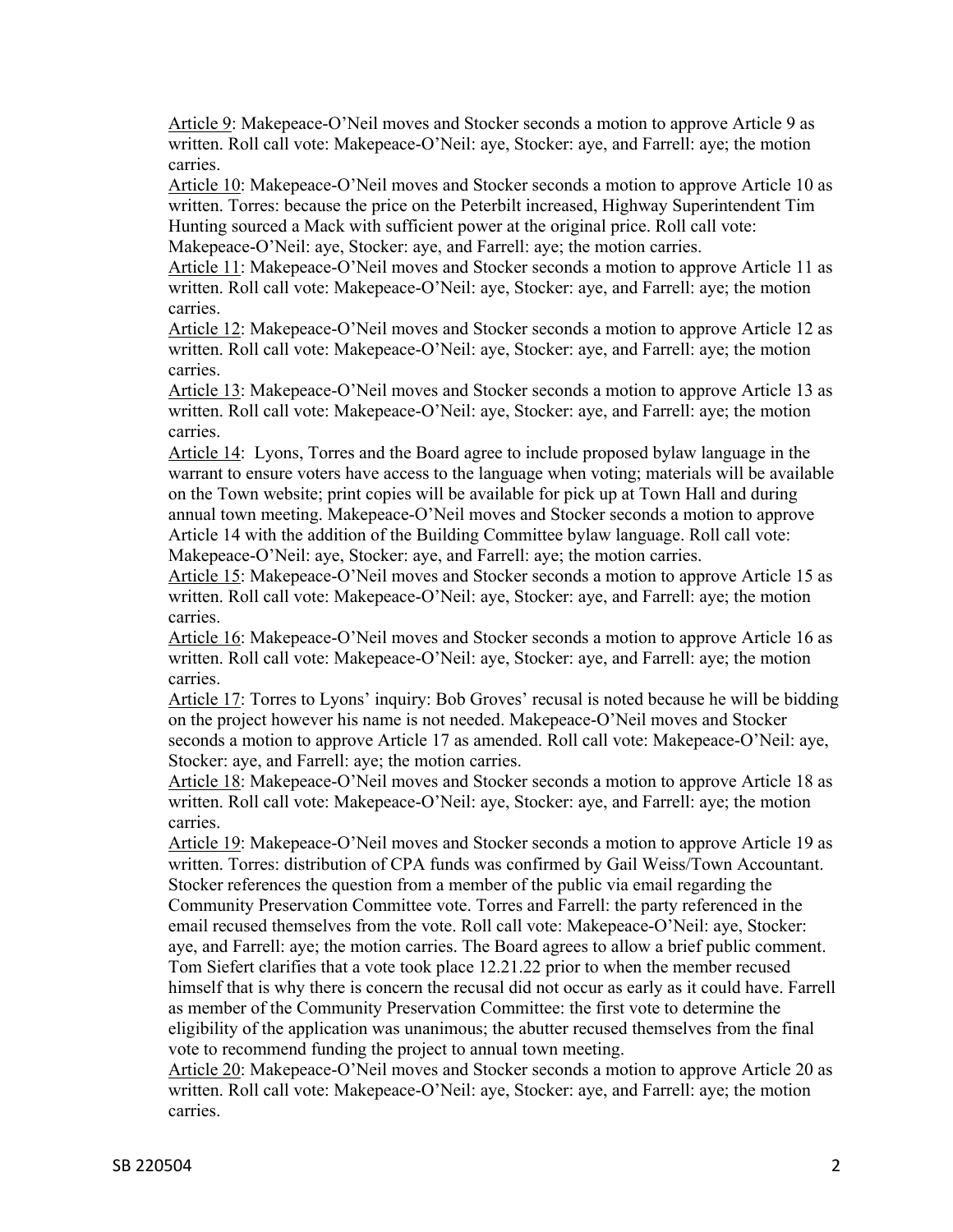Article 9: Makepeace-O'Neil moves and Stocker seconds a motion to approve Article 9 as written. Roll call vote: Makepeace-O'Neil: aye, Stocker: aye, and Farrell: aye; the motion carries.

Article 10: Makepeace-O'Neil moves and Stocker seconds a motion to approve Article 10 as written. Torres: because the price on the Peterbilt increased, Highway Superintendent Tim Hunting sourced a Mack with sufficient power at the original price. Roll call vote: Makepeace-O'Neil: aye, Stocker: aye, and Farrell: aye; the motion carries.

Article 11: Makepeace-O'Neil moves and Stocker seconds a motion to approve Article 11 as written. Roll call vote: Makepeace-O'Neil: aye, Stocker: aye, and Farrell: aye; the motion carries.

Article 12: Makepeace-O'Neil moves and Stocker seconds a motion to approve Article 12 as written. Roll call vote: Makepeace-O'Neil: aye, Stocker: aye, and Farrell: aye; the motion carries.

Article 13: Makepeace-O'Neil moves and Stocker seconds a motion to approve Article 13 as written. Roll call vote: Makepeace-O'Neil: aye, Stocker: aye, and Farrell: aye; the motion carries.

Article 14: Lyons, Torres and the Board agree to include proposed bylaw language in the warrant to ensure voters have access to the language when voting; materials will be available on the Town website; print copies will be available for pick up at Town Hall and during annual town meeting. Makepeace-O'Neil moves and Stocker seconds a motion to approve Article 14 with the addition of the Building Committee bylaw language. Roll call vote: Makepeace-O'Neil: aye, Stocker: aye, and Farrell: aye; the motion carries.

Article 15: Makepeace-O'Neil moves and Stocker seconds a motion to approve Article 15 as written. Roll call vote: Makepeace-O'Neil: aye, Stocker: aye, and Farrell: aye; the motion carries.

Article 16: Makepeace-O'Neil moves and Stocker seconds a motion to approve Article 16 as written. Roll call vote: Makepeace-O'Neil: aye, Stocker: aye, and Farrell: aye; the motion carries.

Article 17: Torres to Lyons' inquiry: Bob Groves' recusal is noted because he will be bidding on the project however his name is not needed. Makepeace-O'Neil moves and Stocker seconds a motion to approve Article 17 as amended. Roll call vote: Makepeace-O'Neil: aye, Stocker: aye, and Farrell: aye; the motion carries.

Article 18: Makepeace-O'Neil moves and Stocker seconds a motion to approve Article 18 as written. Roll call vote: Makepeace-O'Neil: aye, Stocker: aye, and Farrell: aye; the motion carries.

Article 19: Makepeace-O'Neil moves and Stocker seconds a motion to approve Article 19 as written. Torres: distribution of CPA funds was confirmed by Gail Weiss/Town Accountant. Stocker references the question from a member of the public via email regarding the Community Preservation Committee vote. Torres and Farrell: the party referenced in the email recused themselves from the vote. Roll call vote: Makepeace-O'Neil: aye, Stocker: aye, and Farrell: aye; the motion carries. The Board agrees to allow a brief public comment. Tom Siefert clarifies that a vote took place 12.21.22 prior to when the member recused himself that is why there is concern the recusal did not occur as early as it could have. Farrell as member of the Community Preservation Committee: the first vote to determine the eligibility of the application was unanimous; the abutter recused themselves from the final vote to recommend funding the project to annual town meeting.

Article 20: Makepeace-O'Neil moves and Stocker seconds a motion to approve Article 20 as written. Roll call vote: Makepeace-O'Neil: aye, Stocker: aye, and Farrell: aye; the motion carries.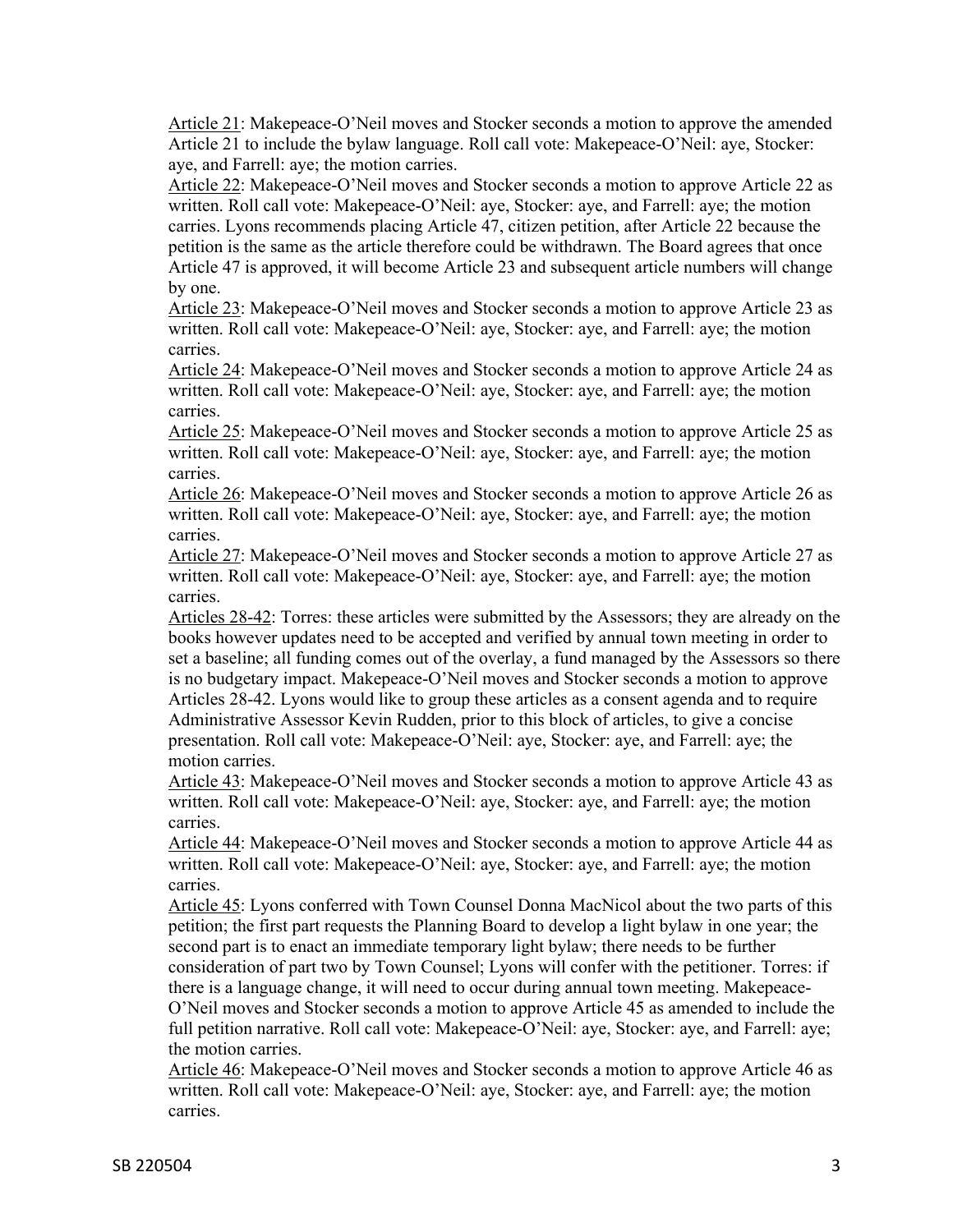<u>Article 21</u>: Makepeace-O'Neil moves and Stocker seconds a motion to approve the amended Article 21 to include the bylaw language. Roll call vote: Makepeace-O'Neil: aye, Stocker: aye, and Farrell: aye; the motion carries.

<u>Article 22</u>: Makepeace-O'Neil moves and Stocker seconds a motion to approve Article 22 as written. Roll call vote: Makepeace-O'Neil: aye, Stocker: aye, and Farrell: aye; the motion carries. Lyons recommends placing Article 47, citizen petition, after Article 22 because the petition is the same as the article therefore could be withdrawn. The Board agrees that once Article 47 is approved, it will become Article 23 and subsequent article numbers will change by one.

<u>Article 23</u>: Makepeace-O'Neil moves and Stocker seconds a motion to approve Article 23 as written. Roll call vote: Makepeace-O'Neil: aye, Stocker: aye, and Farrell: aye; the motion carries.

<u>Article 24</u>: Makepeace-O'Neil moves and Stocker seconds a motion to approve Article 24 as written. Roll call vote: Makepeace-O'Neil: aye, Stocker: aye, and Farrell: aye; the motion carries.

<u>Article 25</u>: Makepeace-O'Neil moves and Stocker seconds a motion to approve Article 25 as written. Roll call vote: Makepeace-O'Neil: aye, Stocker: aye, and Farrell: aye; the motion carries.

<u>Article 26</u>: Makepeace-O'Neil moves and Stocker seconds a motion to approve Article 26 as written. Roll call vote: Makepeace-O'Neil: aye, Stocker: aye, and Farrell: aye; the motion carries.

<u>Article 27</u>: Makepeace-O'Neil moves and Stocker seconds a motion to approve Article 27 as written. Roll call vote: Makepeace-O'Neil: aye, Stocker: aye, and Farrell: aye; the motion carries.

<u>Articles 28-42</u>: Torres: these articles were submitted by the Assessors; they are already on the books however updates need to be accepted and verified by annual town meeting in order to set a baseline; all funding comes out of the overlay, a fund managed by the Assessors so there is no budgetary impact. Makepeace-O'Neil moves and Stocker seconds a motion to approve Articles 28-42. Lyons would like to group these articles as a consent agenda and to require Administrative Assessor Kevin Rudden, prior to this block of articles, to give a concise presentation. Roll call vote: Makepeace-O'Neil: aye, Stocker: aye, and Farrell: aye; the motion carries.

<u>Article 43</u>: Makepeace-O'Neil moves and Stocker seconds a motion to approve Article 43 as written. Roll call vote: Makepeace-O'Neil: aye, Stocker: aye, and Farrell: aye; the motion carries.

<u>Article 44</u>: Makepeace-O'Neil moves and Stocker seconds a motion to approve Article 44 as written. Roll call vote: Makepeace-O'Neil: aye, Stocker: aye, and Farrell: aye; the motion carries.

<u>Article 45</u>: Lyons conferred with Town Counsel Donna MacNicol about the two parts of this petition; the first part requests the Planning Board to develop a light bylaw in one year; the second part is to enact an immediate temporary light bylaw; there needs to be further consideration of part two by Town Counsel; Lyons will confer with the petitioner. Torres: if there is a language change, it will need to occur during annual town meeting. Makepeace-O'Neil moves and Stocker seconds a motion to approve Article 45 as amended to include the full petition narrative. Roll call vote: Makepeace-O'Neil: aye, Stocker: aye, and Farrell: aye; the motion carries.

<u>Article 46</u>: Makepeace-O'Neil moves and Stocker seconds a motion to approve Article 46 as written. Roll call vote: Makepeace-O'Neil: aye, Stocker: aye, and Farrell: aye; the motion carries.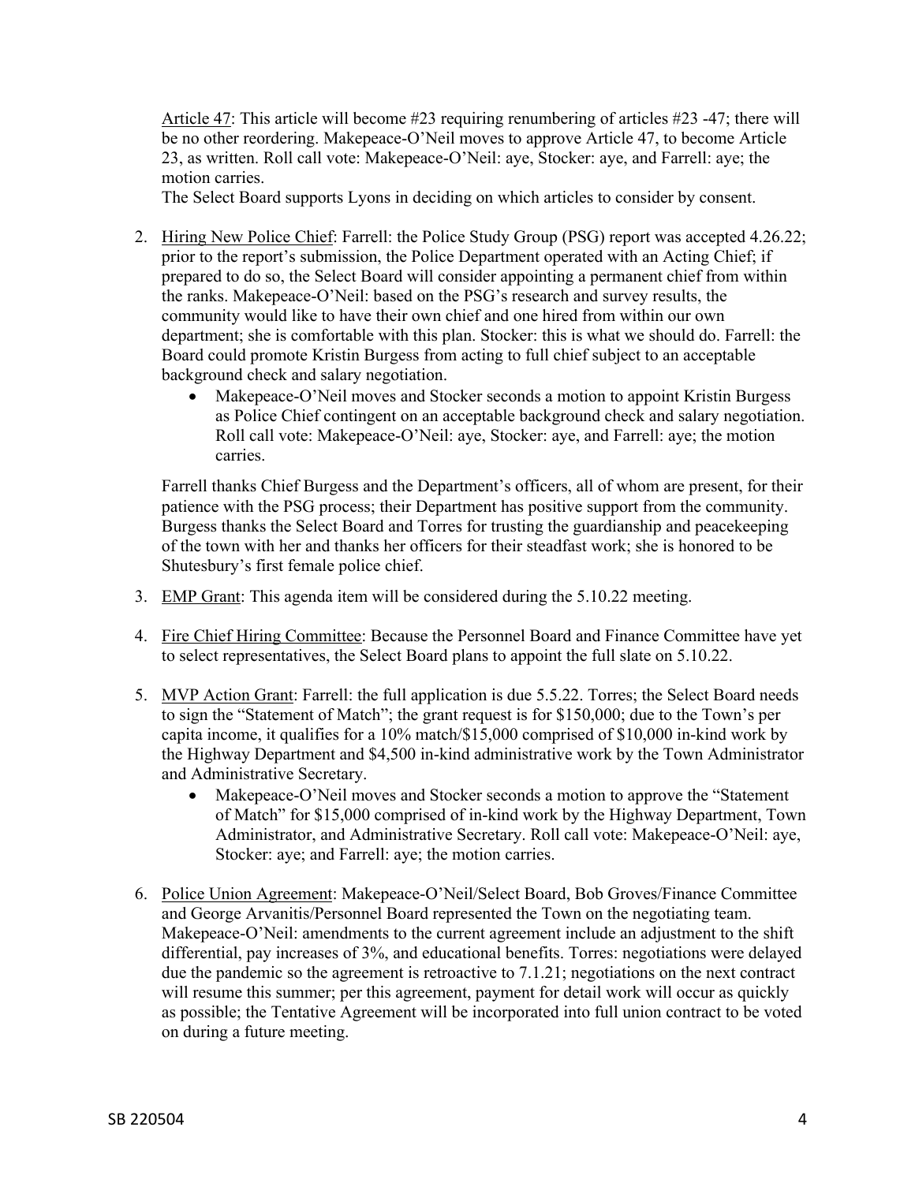Article 47: This article will become #23 requiring renumbering of articles #23 -47; there will be no other reordering. Makepeace-O'Neil moves to approve Article 47, to become Article 23, as written. Roll call vote: Makepeace-O'Neil: aye, Stocker: aye, and Farrell: aye; the motion carries.

The Select Board supports Lyons in deciding on which articles to consider by consent.

2. Hiring New Police Chief: Farrell: the Police Study Group (PSG) report was accepted 4.26.22; prior to the report's submission, the Police Department operated with an Acting Chief; if prepared to do so, the Select Board will consider appointing a permanent chief from within the ranks. Makepeace-O'Neil: based on the PSG's research and survey results, the community would like to have their own chief and one hired from within our own department; she is comfortable with this plan. Stocker: this is what we should do. Farrell: the Board could promote Kristin Burgess from acting to full chief subject to an acceptable background check and salary negotiation.
   - Makepeace-O'Neil moves and Stocker seconds a motion to appoint Kristin Burgess as Police Chief contingent on an acceptable background check and salary negotiation. Roll call vote: Makepeace-O'Neil: aye, Stocker: aye, and Farrell: aye; the motion carries.

   Farrell thanks Chief Burgess and the Department's officers, all of whom are present, for their patience with the PSG process; their Department has positive support from the community. Burgess thanks the Select Board and Torres for trusting the guardianship and peacekeeping of the town with her and thanks her officers for their steadfast work; she is honored to be Shutesbury's first female police chief.

3. EMP Grant: This agenda item will be considered during the 5.10.22 meeting.

4. Fire Chief Hiring Committee: Because the Personnel Board and Finance Committee have yet to select representatives, the Select Board plans to appoint the full slate on 5.10.22.

5. MVP Action Grant: Farrell: the full application is due 5.5.22. Torres; the Select Board needs to sign the "Statement of Match"; the grant request is for $150,000; due to the Town's per capita income, it qualifies for a 10% match/$15,000 comprised of $10,000 in-kind work by the Highway Department and $4,500 in-kind administrative work by the Town Administrator and Administrative Secretary.
   - Makepeace-O'Neil moves and Stocker seconds a motion to approve the "Statement of Match" for $15,000 comprised of in-kind work by the Highway Department, Town Administrator, and Administrative Secretary. Roll call vote: Makepeace-O'Neil: aye, Stocker: aye; and Farrell: aye; the motion carries.

6. Police Union Agreement: Makepeace-O'Neil/Select Board, Bob Groves/Finance Committee and George Arvanitis/Personnel Board represented the Town on the negotiating team. Makepeace-O'Neil: amendments to the current agreement include an adjustment to the shift differential, pay increases of 3%, and educational benefits. Torres: negotiations were delayed due the pandemic so the agreement is retroactive to 7.1.21; negotiations on the next contract will resume this summer; per this agreement, payment for detail work will occur as quickly as possible; the Tentative Agreement will be incorporated into full union contract to be voted on during a future meeting.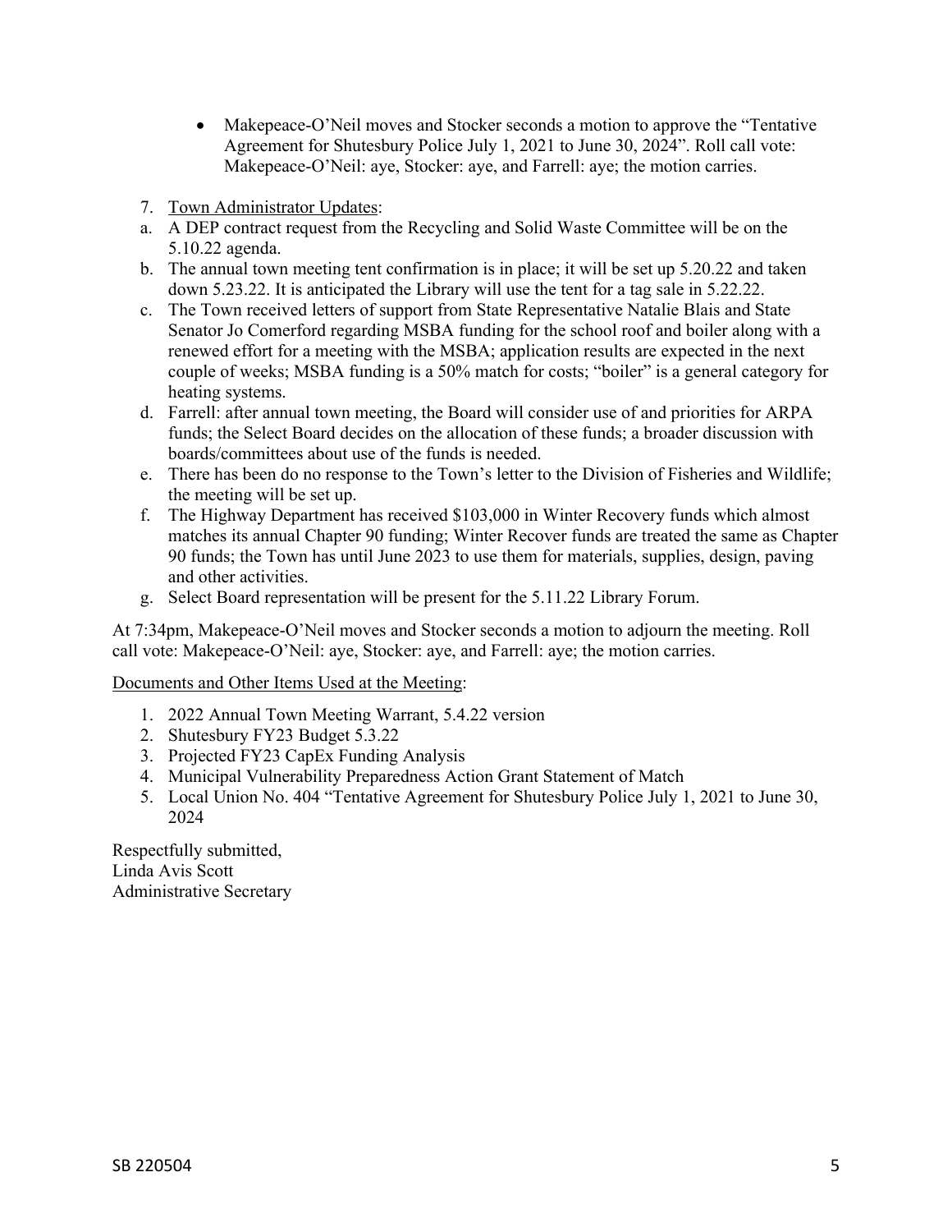- Makepeace-O'Neil moves and Stocker seconds a motion to approve the "Tentative Agreement for Shutesbury Police July 1, 2021 to June 30, 2024". Roll call vote: Makepeace-O'Neil: aye, Stocker: aye, and Farrell: aye; the motion carries.

7. Town Administrator Updates:

a. A DEP contract request from the Recycling and Solid Waste Committee will be on the 5.10.22 agenda.

b. The annual town meeting tent confirmation is in place; it will be set up 5.20.22 and taken down 5.23.22. It is anticipated the Library will use the tent for a tag sale in 5.22.22.

c. The Town received letters of support from State Representative Natalie Blais and State Senator Jo Comerford regarding MSBA funding for the school roof and boiler along with a renewed effort for a meeting with the MSBA; application results are expected in the next couple of weeks; MSBA funding is a 50% match for costs; "boiler" is a general category for heating systems.

d. Farrell: after annual town meeting, the Board will consider use of and priorities for ARPA funds; the Select Board decides on the allocation of these funds; a broader discussion with boards/committees about use of the funds is needed.

e. There has been do no response to the Town's letter to the Division of Fisheries and Wildlife; the meeting will be set up.

f. The Highway Department has received $103,000 in Winter Recovery funds which almost matches its annual Chapter 90 funding; Winter Recover funds are treated the same as Chapter 90 funds; the Town has until June 2023 to use them for materials, supplies, design, paving and other activities.

g. Select Board representation will be present for the 5.11.22 Library Forum.

At 7:34pm, Makepeace-O'Neil moves and Stocker seconds a motion to adjourn the meeting. Roll call vote: Makepeace-O'Neil: aye, Stocker: aye, and Farrell: aye; the motion carries.

Documents and Other Items Used at the Meeting:

1. 2022 Annual Town Meeting Warrant, 5.4.22 version
2. Shutesbury FY23 Budget 5.3.22
3. Projected FY23 CapEx Funding Analysis
4. Municipal Vulnerability Preparedness Action Grant Statement of Match
5. Local Union No. 404 "Tentative Agreement for Shutesbury Police July 1, 2021 to June 30, 2024

Respectfully submitted,
Linda Avis Scott
Administrative Secretary